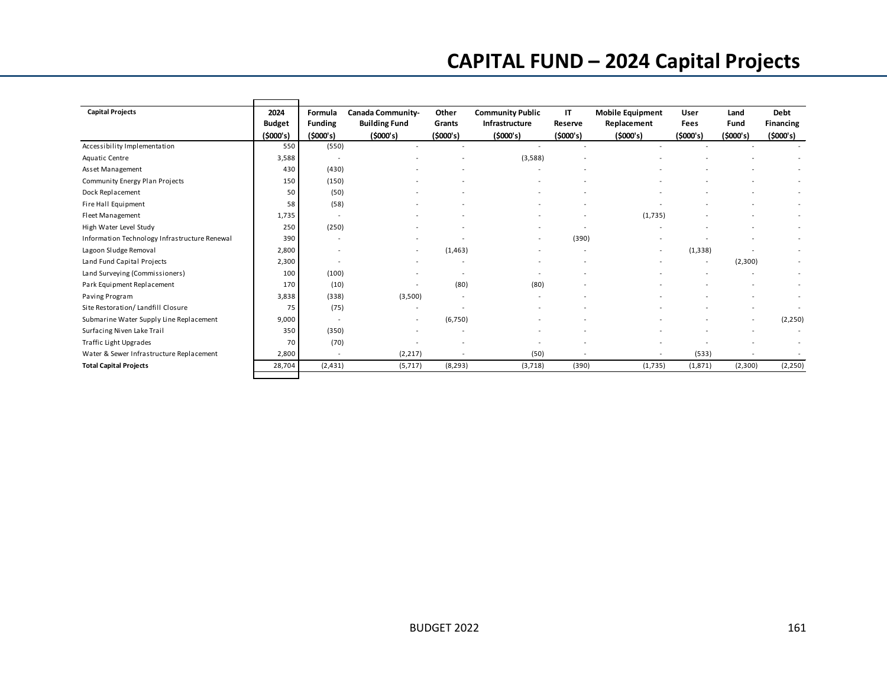# CAPITAL FUND – 2024 Capital Projects

| Capital Projects | 2024 Budget ($000's) | Formula Funding ($000's) | Canada Community-Building Fund ($000's) | Other Grants ($000's) | Community Public Infrastructure ($000's) | IT Reserve ($000's) | Mobile Equipment Replacement ($000's) | User Fees ($000's) | Land Fund ($000's) | Debt Financing ($000's) |
|---|---|---|---|---|---|---|---|---|---|---|
| Accessibility Implementation | 550 | (550) | - | - | - | - | - | - | - | - |
| Aquatic Centre | 3,588 | - | - | - | (3,588) | - | - | - | - | - |
| Asset Management | 430 | (430) | - | - | - | - | - | - | - | - |
| Community Energy Plan Projects | 150 | (150) | - | - | - | - | - | - | - | - |
| Dock Replacement | 50 | (50) | - | - | - | - | - | - | - | - |
| Fire Hall Equipment | 58 | (58) | - | - | - | - | - | - | - | - |
| Fleet Management | 1,735 | - | - | - | - | - | (1,735) | - | - | - |
| High Water Level Study | 250 | (250) | - | - | - | - | - | - | - | - |
| Information Technology Infrastructure Renewal | 390 | - | - | - | - | (390) | - | - | - | - |
| Lagoon Sludge Removal | 2,800 | - | - | (1,463) | - | - | - | (1,338) | - | - |
| Land Fund Capital Projects | 2,300 | - | - | - | - | - | - | - | (2,300) | - |
| Land Surveying (Commissioners) | 100 | (100) | - | - | - | - | - | - | - | - |
| Park Equipment Replacement | 170 | (10) | - | (80) | (80) | - | - | - | - | - |
| Paving Program | 3,838 | (338) | (3,500) | - | - | - | - | - | - | - |
| Site Restoration/ Landfill Closure | 75 | (75) | - | - | - | - | - | - | - | - |
| Submarine Water Supply Line Replacement | 9,000 | - | - | (6,750) | - | - | - | - | - | (2,250) |
| Surfacing Niven Lake Trail | 350 | (350) | - | - | - | - | - | - | - | - |
| Traffic Light Upgrades | 70 | (70) | - | - | - | - | - | - | - | - |
| Water & Sewer Infrastructure Replacement | 2,800 | - | (2,217) | - | (50) | - | - | (533) | - | - |
| **Total Capital Projects** | 28,704 | (2,431) | (5,717) | (8,293) | (3,718) | (390) | (1,735) | (1,871) | (2,300) | (2,250) |